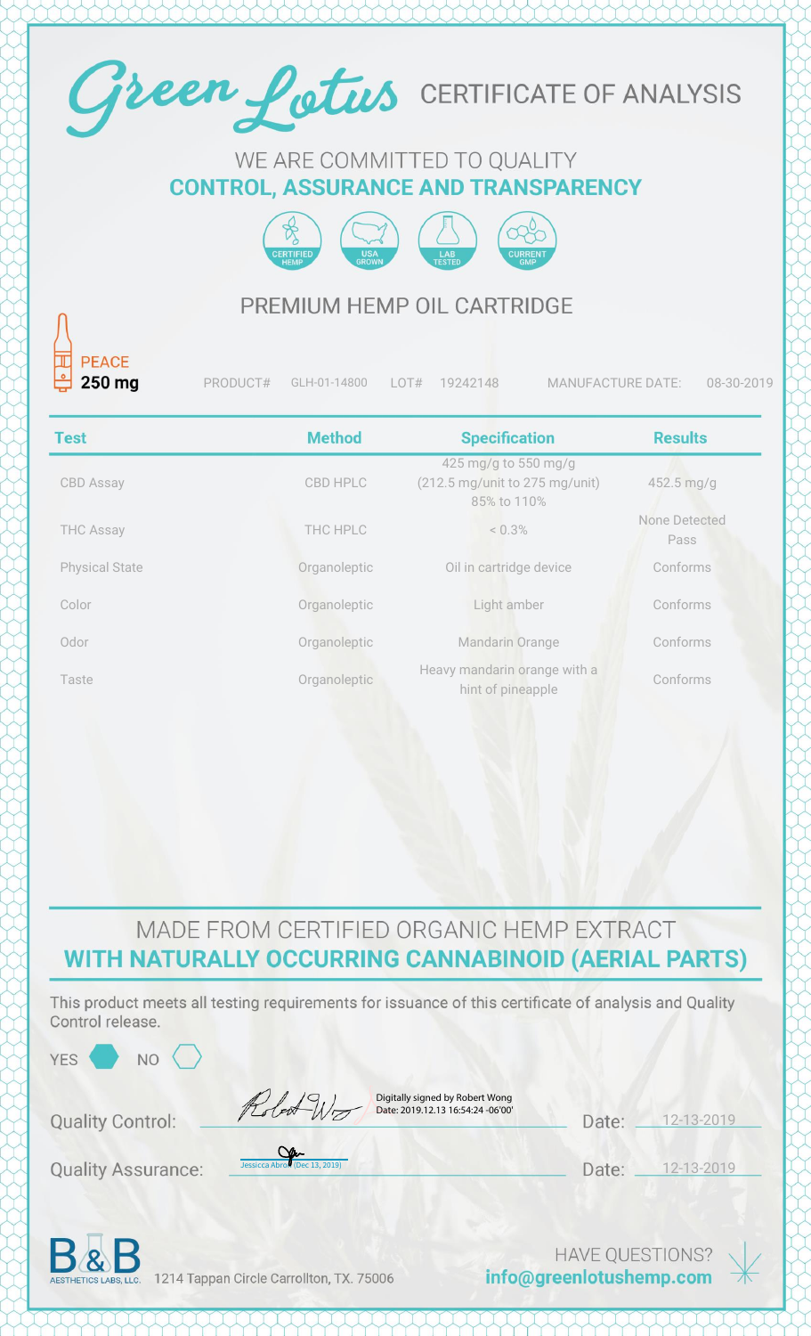# Green Lotus CERTIFICATE OF ANALYSIS

WE ARE COMMITTED TO QUALITY

**CONTROL, ASSURANCE AND TRANSPARENCY**

CERTIFIED HEMP | USA GROWN | LAB TESTED | CURRENT GMP

## PREMIUM HEMP OIL CARTRIDGE

PEACE
**250 mg**

PRODUCT# GLH-01-14800 LOT# 19242148 MANUFACTURE DATE: 08-30-2019

| Test | Method | Specification | Results |
|---|---|---|---|
| CBD Assay | CBD HPLC | 425 mg/g to 550 mg/g (212.5 mg/unit to 275 mg/unit) 85% to 110% | 452.5 mg/g |
| THC Assay | THC HPLC | < 0.3% | None Detected Pass |
| Physical State | Organoleptic | Oil in cartridge device | Conforms |
| Color | Organoleptic | Light amber | Conforms |
| Odor | Organoleptic | Mandarin Orange | Conforms |
| Taste | Organoleptic | Heavy mandarin orange with a hint of pineapple | Conforms |

MADE FROM CERTIFIED ORGANIC HEMP EXTRACT

**WITH NATURALLY OCCURRING CANNABINOID (AERIAL PARTS)**

This product meets all testing requirements for issuance of this certificate of analysis and Quality Control release.

YES ⬢ NO ⬡

Quality Control: Robert Wong — Digitally signed by Robert Wong Date: 2019.12.13 16:54:24 -06'00' Date: 12-13-2019

Quality Assurance: Jessicca Abro (Dec 13, 2019) Date: 12-13-2019

B&B AESTHETICS LABS, LLC. 1214 Tappan Circle Carrollton, TX. 75006

HAVE QUESTIONS? **info@greenlotushemp.com**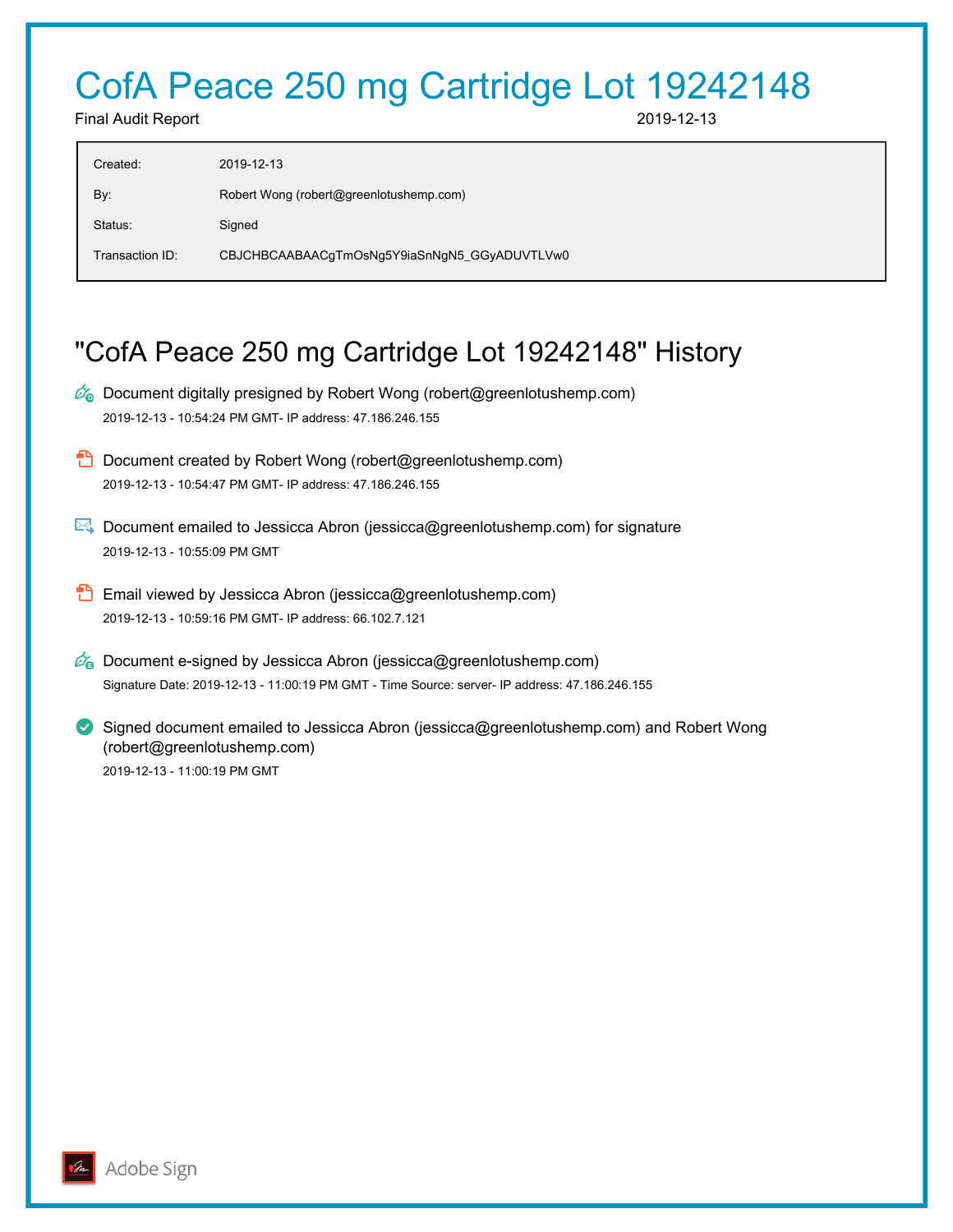# CofA Peace 250 mg Cartridge Lot 19242148

Final Audit Report 2019-12-13

| | |
|---|---|
| Created: | 2019-12-13 |
| By: | Robert Wong (robert@greenlotushemp.com) |
| Status: | Signed |
| Transaction ID: | CBJCHBCAABAACgTmOsNg5Y9iaSnNgN5_GGyADUVTLVw0 |

## "CofA Peace 250 mg Cartridge Lot 19242148" History

- Document digitally presigned by Robert Wong (robert@greenlotushemp.com)
  2019-12-13 - 10:54:24 PM GMT- IP address: 47.186.246.155

- Document created by Robert Wong (robert@greenlotushemp.com)
  2019-12-13 - 10:54:47 PM GMT- IP address: 47.186.246.155

- Document emailed to Jessicca Abron (jessicca@greenlotushemp.com) for signature
  2019-12-13 - 10:55:09 PM GMT

- Email viewed by Jessicca Abron (jessicca@greenlotushemp.com)
  2019-12-13 - 10:59:16 PM GMT- IP address: 66.102.7.121

- Document e-signed by Jessicca Abron (jessicca@greenlotushemp.com)
  Signature Date: 2019-12-13 - 11:00:19 PM GMT - Time Source: server- IP address: 47.186.246.155

- Signed document emailed to Jessicca Abron (jessicca@greenlotushemp.com) and Robert Wong (robert@greenlotushemp.com)
  2019-12-13 - 11:00:19 PM GMT

Adobe Sign